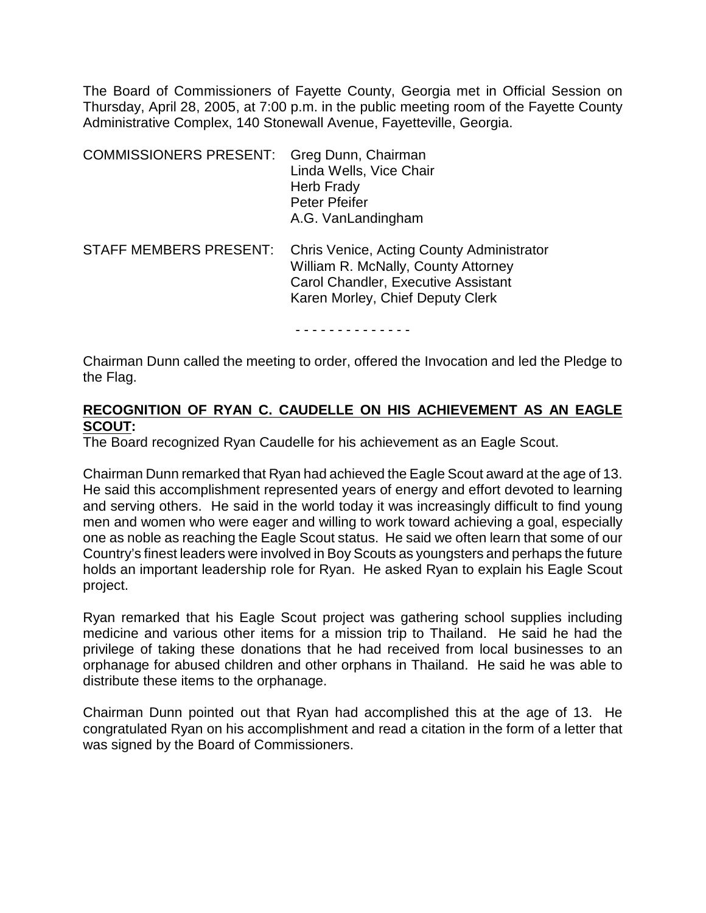The Board of Commissioners of Fayette County, Georgia met in Official Session on Thursday, April 28, 2005, at 7:00 p.m. in the public meeting room of the Fayette County Administrative Complex, 140 Stonewall Avenue, Fayetteville, Georgia.

| | |
|---|---|
| COMMISSIONERS PRESENT: | Greg Dunn, Chairman<br>Linda Wells, Vice Chair<br>Herb Frady<br>Peter Pfeifer<br>A.G. VanLandingham |
| STAFF MEMBERS PRESENT: | Chris Venice, Acting County Administrator<br>William R. McNally, County Attorney<br>Carol Chandler, Executive Assistant<br>Karen Morley, Chief Deputy Clerk |

\- - - - - - - - - - - - - -

Chairman Dunn called the meeting to order, offered the Invocation and led the Pledge to the Flag.

**RECOGNITION OF RYAN C. CAUDELLE ON HIS ACHIEVEMENT AS AN EAGLE SCOUT:**

The Board recognized Ryan Caudelle for his achievement as an Eagle Scout.

Chairman Dunn remarked that Ryan had achieved the Eagle Scout award at the age of 13. He said this accomplishment represented years of energy and effort devoted to learning and serving others. He said in the world today it was increasingly difficult to find young men and women who were eager and willing to work toward achieving a goal, especially one as noble as reaching the Eagle Scout status. He said we often learn that some of our Country's finest leaders were involved in Boy Scouts as youngsters and perhaps the future holds an important leadership role for Ryan. He asked Ryan to explain his Eagle Scout project.

Ryan remarked that his Eagle Scout project was gathering school supplies including medicine and various other items for a mission trip to Thailand. He said he had the privilege of taking these donations that he had received from local businesses to an orphanage for abused children and other orphans in Thailand. He said he was able to distribute these items to the orphanage.

Chairman Dunn pointed out that Ryan had accomplished this at the age of 13. He congratulated Ryan on his accomplishment and read a citation in the form of a letter that was signed by the Board of Commissioners.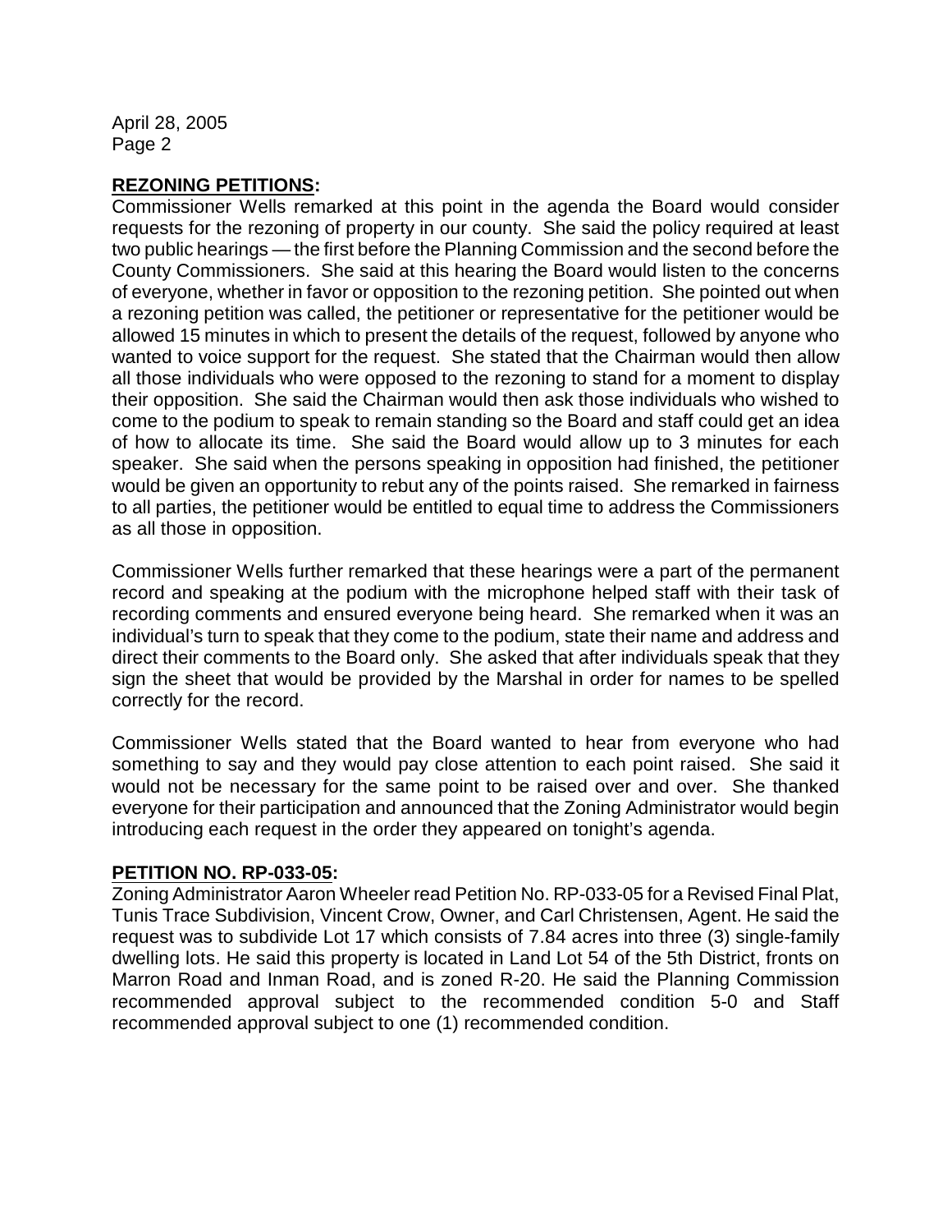**REZONING PETITIONS:**
Commissioner Wells remarked at this point in the agenda the Board would consider requests for the rezoning of property in our county. She said the policy required at least two public hearings — the first before the Planning Commission and the second before the County Commissioners. She said at this hearing the Board would listen to the concerns of everyone, whether in favor or opposition to the rezoning petition. She pointed out when a rezoning petition was called, the petitioner or representative for the petitioner would be allowed 15 minutes in which to present the details of the request, followed by anyone who wanted to voice support for the request. She stated that the Chairman would then allow all those individuals who were opposed to the rezoning to stand for a moment to display their opposition. She said the Chairman would then ask those individuals who wished to come to the podium to speak to remain standing so the Board and staff could get an idea of how to allocate its time. She said the Board would allow up to 3 minutes for each speaker. She said when the persons speaking in opposition had finished, the petitioner would be given an opportunity to rebut any of the points raised. She remarked in fairness to all parties, the petitioner would be entitled to equal time to address the Commissioners as all those in opposition.

Commissioner Wells further remarked that these hearings were a part of the permanent record and speaking at the podium with the microphone helped staff with their task of recording comments and ensured everyone being heard. She remarked when it was an individual's turn to speak that they come to the podium, state their name and address and direct their comments to the Board only. She asked that after individuals speak that they sign the sheet that would be provided by the Marshal in order for names to be spelled correctly for the record.

Commissioner Wells stated that the Board wanted to hear from everyone who had something to say and they would pay close attention to each point raised. She said it would not be necessary for the same point to be raised over and over. She thanked everyone for their participation and announced that the Zoning Administrator would begin introducing each request in the order they appeared on tonight's agenda.

**PETITION NO. RP-033-05:**
Zoning Administrator Aaron Wheeler read Petition No. RP-033-05 for a Revised Final Plat, Tunis Trace Subdivision, Vincent Crow, Owner, and Carl Christensen, Agent. He said the request was to subdivide Lot 17 which consists of 7.84 acres into three (3) single-family dwelling lots. He said this property is located in Land Lot 54 of the 5th District, fronts on Marron Road and Inman Road, and is zoned R-20. He said the Planning Commission recommended approval subject to the recommended condition 5-0 and Staff recommended approval subject to one (1) recommended condition.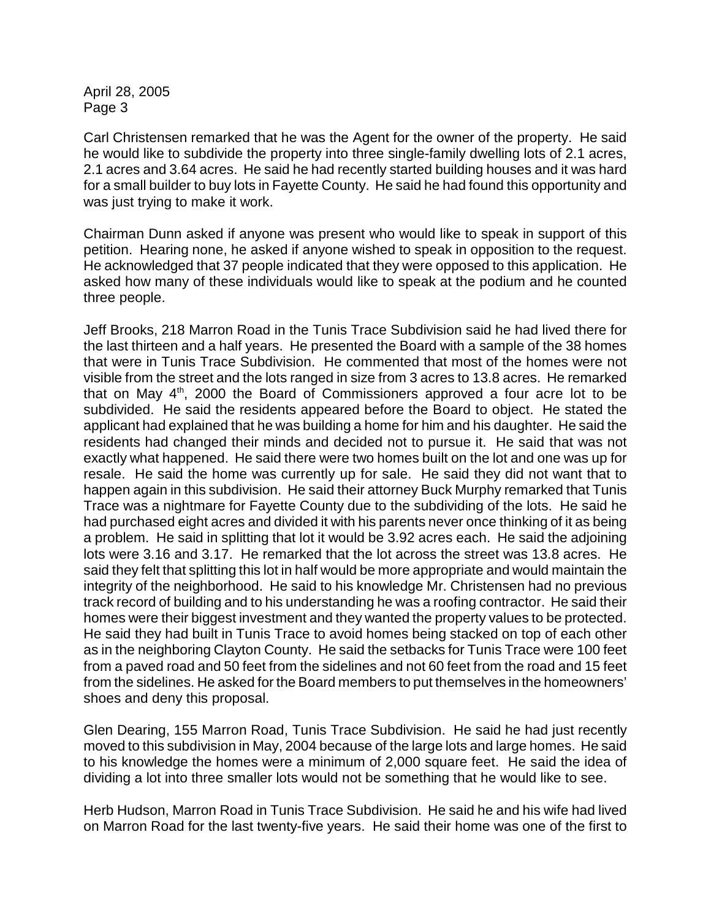Carl Christensen remarked that he was the Agent for the owner of the property. He said he would like to subdivide the property into three single-family dwelling lots of 2.1 acres, 2.1 acres and 3.64 acres. He said he had recently started building houses and it was hard for a small builder to buy lots in Fayette County. He said he had found this opportunity and was just trying to make it work.

Chairman Dunn asked if anyone was present who would like to speak in support of this petition. Hearing none, he asked if anyone wished to speak in opposition to the request. He acknowledged that 37 people indicated that they were opposed to this application. He asked how many of these individuals would like to speak at the podium and he counted three people.

Jeff Brooks, 218 Marron Road in the Tunis Trace Subdivision said he had lived there for the last thirteen and a half years. He presented the Board with a sample of the 38 homes that were in Tunis Trace Subdivision. He commented that most of the homes were not visible from the street and the lots ranged in size from 3 acres to 13.8 acres. He remarked that on May 4th, 2000 the Board of Commissioners approved a four acre lot to be subdivided. He said the residents appeared before the Board to object. He stated the applicant had explained that he was building a home for him and his daughter. He said the residents had changed their minds and decided not to pursue it. He said that was not exactly what happened. He said there were two homes built on the lot and one was up for resale. He said the home was currently up for sale. He said they did not want that to happen again in this subdivision. He said their attorney Buck Murphy remarked that Tunis Trace was a nightmare for Fayette County due to the subdividing of the lots. He said he had purchased eight acres and divided it with his parents never once thinking of it as being a problem. He said in splitting that lot it would be 3.92 acres each. He said the adjoining lots were 3.16 and 3.17. He remarked that the lot across the street was 13.8 acres. He said they felt that splitting this lot in half would be more appropriate and would maintain the integrity of the neighborhood. He said to his knowledge Mr. Christensen had no previous track record of building and to his understanding he was a roofing contractor. He said their homes were their biggest investment and they wanted the property values to be protected. He said they had built in Tunis Trace to avoid homes being stacked on top of each other as in the neighboring Clayton County. He said the setbacks for Tunis Trace were 100 feet from a paved road and 50 feet from the sidelines and not 60 feet from the road and 15 feet from the sidelines. He asked for the Board members to put themselves in the homeowners' shoes and deny this proposal.

Glen Dearing, 155 Marron Road, Tunis Trace Subdivision. He said he had just recently moved to this subdivision in May, 2004 because of the large lots and large homes. He said to his knowledge the homes were a minimum of 2,000 square feet. He said the idea of dividing a lot into three smaller lots would not be something that he would like to see.

Herb Hudson, Marron Road in Tunis Trace Subdivision. He said he and his wife had lived on Marron Road for the last twenty-five years. He said their home was one of the first to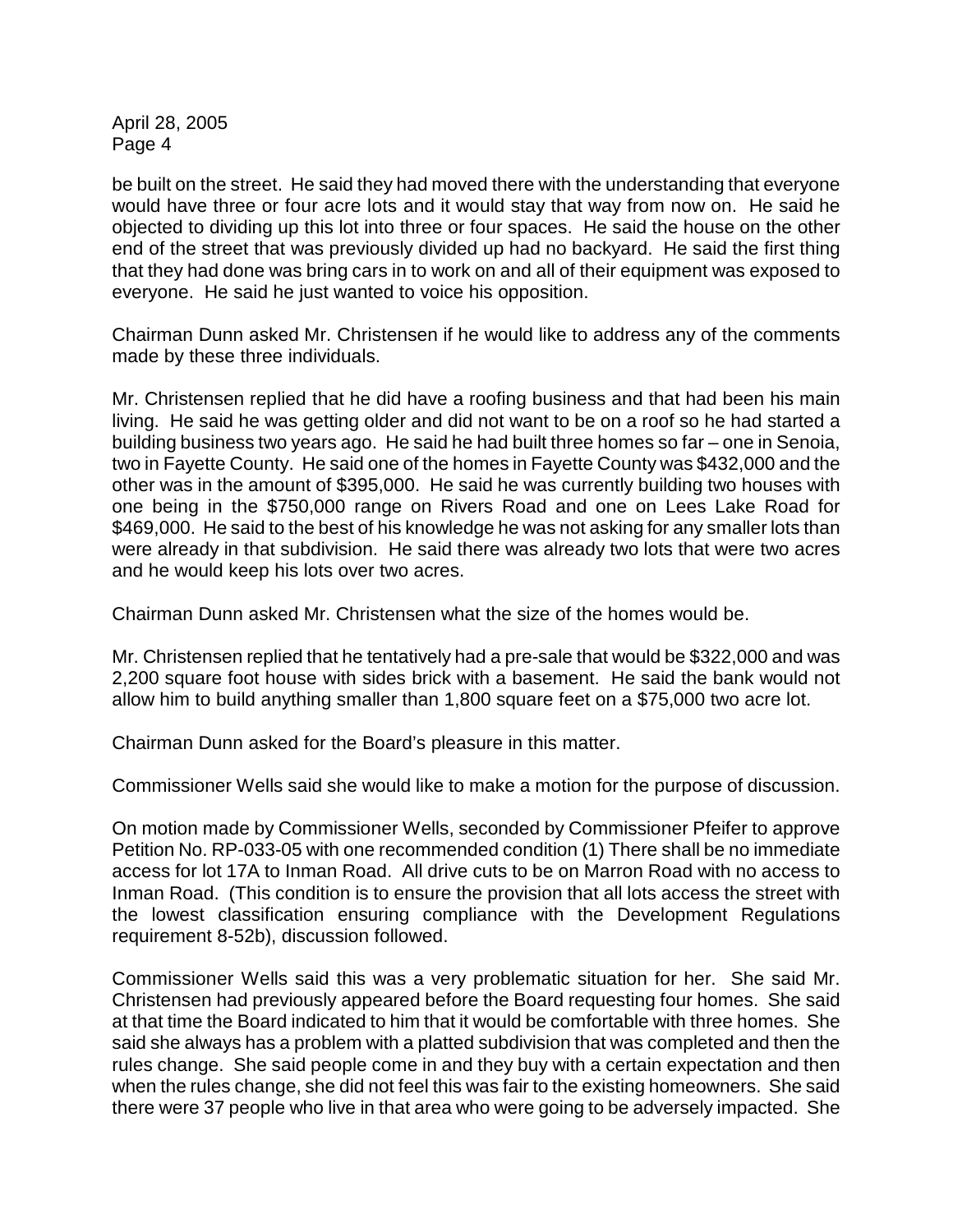be built on the street. He said they had moved there with the understanding that everyone would have three or four acre lots and it would stay that way from now on. He said he objected to dividing up this lot into three or four spaces. He said the house on the other end of the street that was previously divided up had no backyard. He said the first thing that they had done was bring cars in to work on and all of their equipment was exposed to everyone. He said he just wanted to voice his opposition.

Chairman Dunn asked Mr. Christensen if he would like to address any of the comments made by these three individuals.

Mr. Christensen replied that he did have a roofing business and that had been his main living. He said he was getting older and did not want to be on a roof so he had started a building business two years ago. He said he had built three homes so far – one in Senoia, two in Fayette County. He said one of the homes in Fayette County was $432,000 and the other was in the amount of $395,000. He said he was currently building two houses with one being in the $750,000 range on Rivers Road and one on Lees Lake Road for $469,000. He said to the best of his knowledge he was not asking for any smaller lots than were already in that subdivision. He said there was already two lots that were two acres and he would keep his lots over two acres.

Chairman Dunn asked Mr. Christensen what the size of the homes would be.

Mr. Christensen replied that he tentatively had a pre-sale that would be $322,000 and was 2,200 square foot house with sides brick with a basement. He said the bank would not allow him to build anything smaller than 1,800 square feet on a $75,000 two acre lot.

Chairman Dunn asked for the Board's pleasure in this matter.

Commissioner Wells said she would like to make a motion for the purpose of discussion.

On motion made by Commissioner Wells, seconded by Commissioner Pfeifer to approve Petition No. RP-033-05 with one recommended condition (1) There shall be no immediate access for lot 17A to Inman Road. All drive cuts to be on Marron Road with no access to Inman Road. (This condition is to ensure the provision that all lots access the street with the lowest classification ensuring compliance with the Development Regulations requirement 8-52b), discussion followed.

Commissioner Wells said this was a very problematic situation for her. She said Mr. Christensen had previously appeared before the Board requesting four homes. She said at that time the Board indicated to him that it would be comfortable with three homes. She said she always has a problem with a platted subdivision that was completed and then the rules change. She said people come in and they buy with a certain expectation and then when the rules change, she did not feel this was fair to the existing homeowners. She said there were 37 people who live in that area who were going to be adversely impacted. She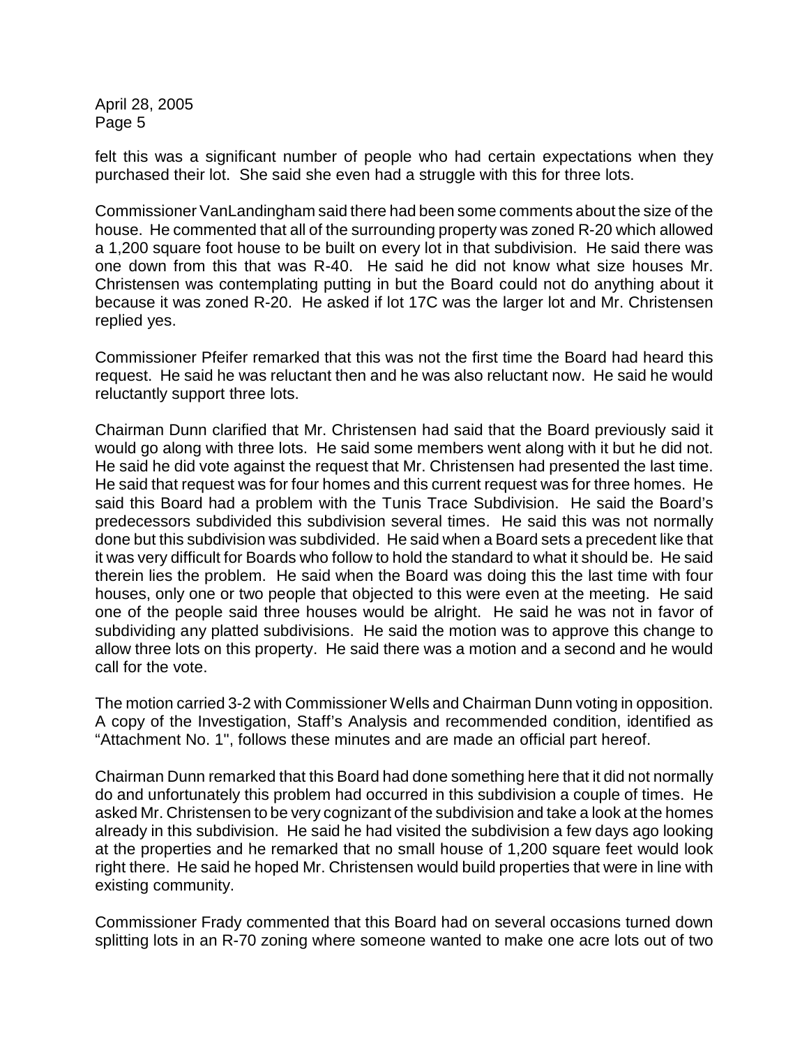felt this was a significant number of people who had certain expectations when they purchased their lot. She said she even had a struggle with this for three lots.

Commissioner VanLandingham said there had been some comments about the size of the house. He commented that all of the surrounding property was zoned R-20 which allowed a 1,200 square foot house to be built on every lot in that subdivision. He said there was one down from this that was R-40. He said he did not know what size houses Mr. Christensen was contemplating putting in but the Board could not do anything about it because it was zoned R-20. He asked if lot 17C was the larger lot and Mr. Christensen replied yes.

Commissioner Pfeifer remarked that this was not the first time the Board had heard this request. He said he was reluctant then and he was also reluctant now. He said he would reluctantly support three lots.

Chairman Dunn clarified that Mr. Christensen had said that the Board previously said it would go along with three lots. He said some members went along with it but he did not. He said he did vote against the request that Mr. Christensen had presented the last time. He said that request was for four homes and this current request was for three homes. He said this Board had a problem with the Tunis Trace Subdivision. He said the Board's predecessors subdivided this subdivision several times. He said this was not normally done but this subdivision was subdivided. He said when a Board sets a precedent like that it was very difficult for Boards who follow to hold the standard to what it should be. He said therein lies the problem. He said when the Board was doing this the last time with four houses, only one or two people that objected to this were even at the meeting. He said one of the people said three houses would be alright. He said he was not in favor of subdividing any platted subdivisions. He said the motion was to approve this change to allow three lots on this property. He said there was a motion and a second and he would call for the vote.

The motion carried 3-2 with Commissioner Wells and Chairman Dunn voting in opposition. A copy of the Investigation, Staff's Analysis and recommended condition, identified as "Attachment No. 1", follows these minutes and are made an official part hereof.

Chairman Dunn remarked that this Board had done something here that it did not normally do and unfortunately this problem had occurred in this subdivision a couple of times. He asked Mr. Christensen to be very cognizant of the subdivision and take a look at the homes already in this subdivision. He said he had visited the subdivision a few days ago looking at the properties and he remarked that no small house of 1,200 square feet would look right there. He said he hoped Mr. Christensen would build properties that were in line with existing community.

Commissioner Frady commented that this Board had on several occasions turned down splitting lots in an R-70 zoning where someone wanted to make one acre lots out of two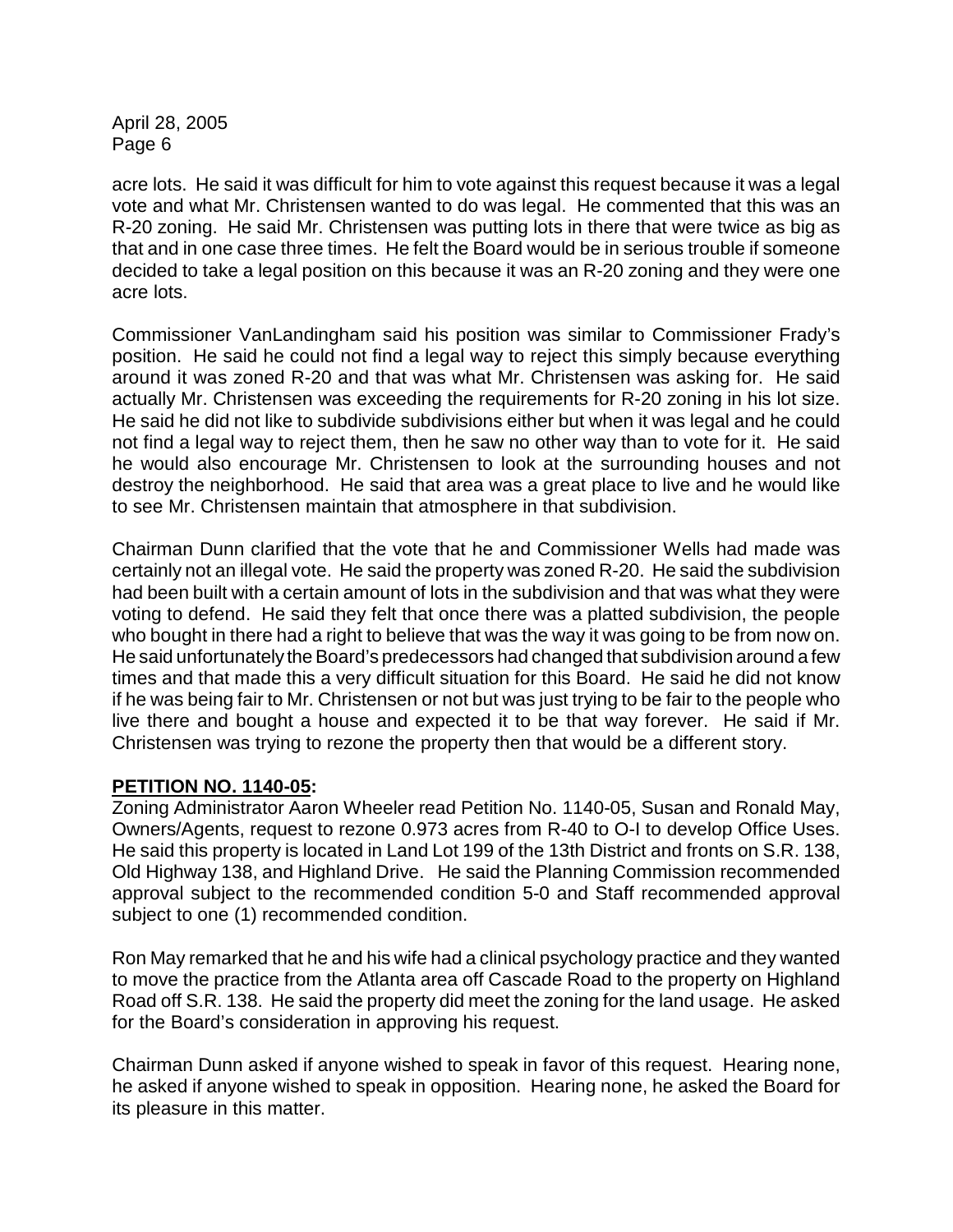acre lots. He said it was difficult for him to vote against this request because it was a legal vote and what Mr. Christensen wanted to do was legal. He commented that this was an R-20 zoning. He said Mr. Christensen was putting lots in there that were twice as big as that and in one case three times. He felt the Board would be in serious trouble if someone decided to take a legal position on this because it was an R-20 zoning and they were one acre lots.

Commissioner VanLandingham said his position was similar to Commissioner Frady's position. He said he could not find a legal way to reject this simply because everything around it was zoned R-20 and that was what Mr. Christensen was asking for. He said actually Mr. Christensen was exceeding the requirements for R-20 zoning in his lot size. He said he did not like to subdivide subdivisions either but when it was legal and he could not find a legal way to reject them, then he saw no other way than to vote for it. He said he would also encourage Mr. Christensen to look at the surrounding houses and not destroy the neighborhood. He said that area was a great place to live and he would like to see Mr. Christensen maintain that atmosphere in that subdivision.

Chairman Dunn clarified that the vote that he and Commissioner Wells had made was certainly not an illegal vote. He said the property was zoned R-20. He said the subdivision had been built with a certain amount of lots in the subdivision and that was what they were voting to defend. He said they felt that once there was a platted subdivision, the people who bought in there had a right to believe that was the way it was going to be from now on. He said unfortunately the Board's predecessors had changed that subdivision around a few times and that made this a very difficult situation for this Board. He said he did not know if he was being fair to Mr. Christensen or not but was just trying to be fair to the people who live there and bought a house and expected it to be that way forever. He said if Mr. Christensen was trying to rezone the property then that would be a different story.

**PETITION NO. 1140-05:**
Zoning Administrator Aaron Wheeler read Petition No. 1140-05, Susan and Ronald May, Owners/Agents, request to rezone 0.973 acres from R-40 to O-I to develop Office Uses. He said this property is located in Land Lot 199 of the 13th District and fronts on S.R. 138, Old Highway 138, and Highland Drive. He said the Planning Commission recommended approval subject to the recommended condition 5-0 and Staff recommended approval subject to one (1) recommended condition.

Ron May remarked that he and his wife had a clinical psychology practice and they wanted to move the practice from the Atlanta area off Cascade Road to the property on Highland Road off S.R. 138. He said the property did meet the zoning for the land usage. He asked for the Board's consideration in approving his request.

Chairman Dunn asked if anyone wished to speak in favor of this request. Hearing none, he asked if anyone wished to speak in opposition. Hearing none, he asked the Board for its pleasure in this matter.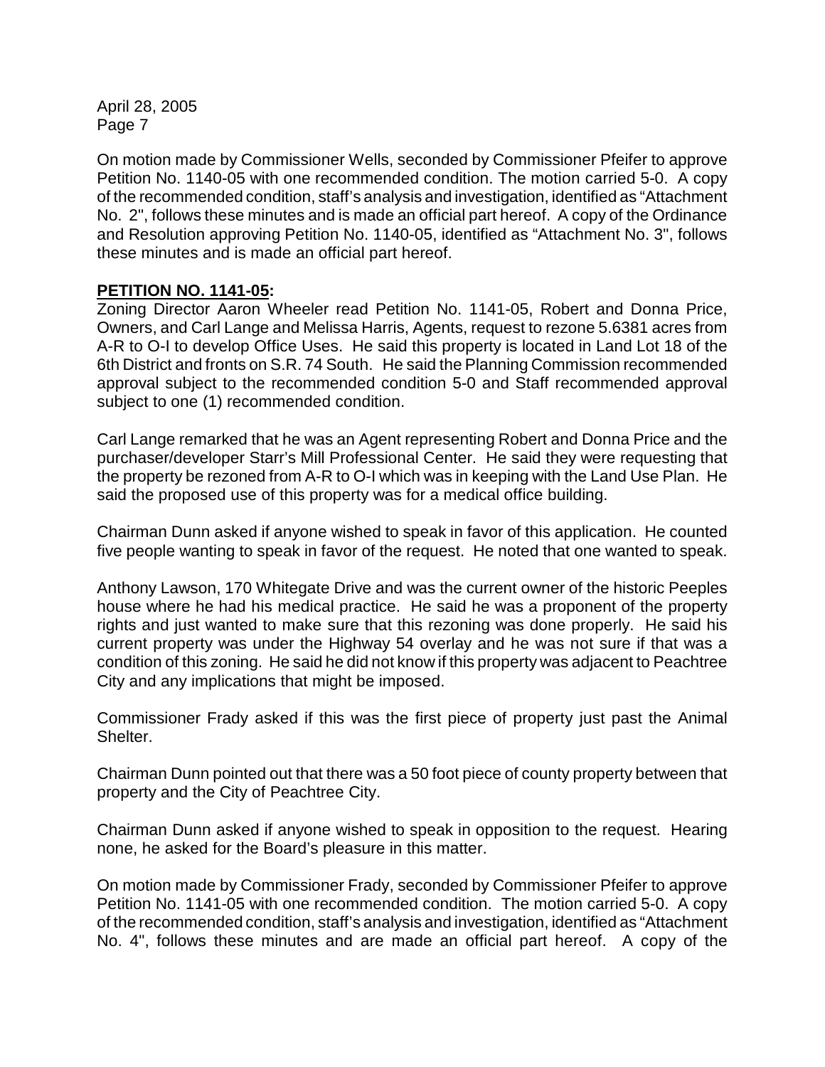On motion made by Commissioner Wells, seconded by Commissioner Pfeifer to approve Petition No. 1140-05 with one recommended condition. The motion carried 5-0. A copy of the recommended condition, staff's analysis and investigation, identified as "Attachment No. 2", follows these minutes and is made an official part hereof. A copy of the Ordinance and Resolution approving Petition No. 1140-05, identified as "Attachment No. 3", follows these minutes and is made an official part hereof.

**PETITION NO. 1141-05:**

Zoning Director Aaron Wheeler read Petition No. 1141-05, Robert and Donna Price, Owners, and Carl Lange and Melissa Harris, Agents, request to rezone 5.6381 acres from A-R to O-I to develop Office Uses. He said this property is located in Land Lot 18 of the 6th District and fronts on S.R. 74 South. He said the Planning Commission recommended approval subject to the recommended condition 5-0 and Staff recommended approval subject to one (1) recommended condition.

Carl Lange remarked that he was an Agent representing Robert and Donna Price and the purchaser/developer Starr's Mill Professional Center. He said they were requesting that the property be rezoned from A-R to O-I which was in keeping with the Land Use Plan. He said the proposed use of this property was for a medical office building.

Chairman Dunn asked if anyone wished to speak in favor of this application. He counted five people wanting to speak in favor of the request. He noted that one wanted to speak.

Anthony Lawson, 170 Whitegate Drive and was the current owner of the historic Peeples house where he had his medical practice. He said he was a proponent of the property rights and just wanted to make sure that this rezoning was done properly. He said his current property was under the Highway 54 overlay and he was not sure if that was a condition of this zoning. He said he did not know if this property was adjacent to Peachtree City and any implications that might be imposed.

Commissioner Frady asked if this was the first piece of property just past the Animal Shelter.

Chairman Dunn pointed out that there was a 50 foot piece of county property between that property and the City of Peachtree City.

Chairman Dunn asked if anyone wished to speak in opposition to the request. Hearing none, he asked for the Board's pleasure in this matter.

On motion made by Commissioner Frady, seconded by Commissioner Pfeifer to approve Petition No. 1141-05 with one recommended condition. The motion carried 5-0. A copy of the recommended condition, staff's analysis and investigation, identified as "Attachment No. 4", follows these minutes and are made an official part hereof. A copy of the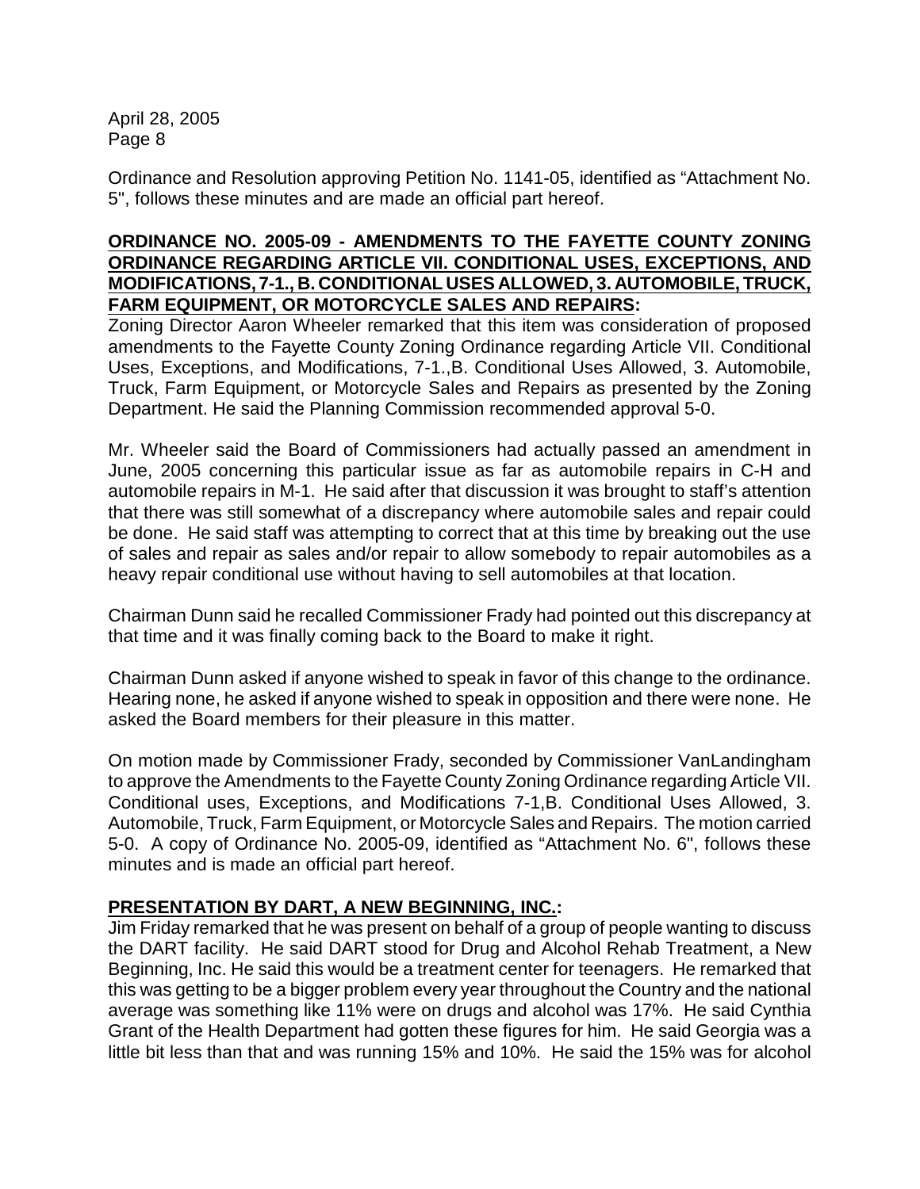Ordinance and Resolution approving Petition No. 1141-05, identified as "Attachment No. 5", follows these minutes and are made an official part hereof.

**ORDINANCE NO. 2005-09 - AMENDMENTS TO THE FAYETTE COUNTY ZONING ORDINANCE REGARDING ARTICLE VII. CONDITIONAL USES, EXCEPTIONS, AND MODIFICATIONS, 7-1., B. CONDITIONAL USES ALLOWED, 3. AUTOMOBILE, TRUCK, FARM EQUIPMENT, OR MOTORCYCLE SALES AND REPAIRS:**

Zoning Director Aaron Wheeler remarked that this item was consideration of proposed amendments to the Fayette County Zoning Ordinance regarding Article VII. Conditional Uses, Exceptions, and Modifications, 7-1.,B. Conditional Uses Allowed, 3. Automobile, Truck, Farm Equipment, or Motorcycle Sales and Repairs as presented by the Zoning Department. He said the Planning Commission recommended approval 5-0.

Mr. Wheeler said the Board of Commissioners had actually passed an amendment in June, 2005 concerning this particular issue as far as automobile repairs in C-H and automobile repairs in M-1. He said after that discussion it was brought to staff's attention that there was still somewhat of a discrepancy where automobile sales and repair could be done. He said staff was attempting to correct that at this time by breaking out the use of sales and repair as sales and/or repair to allow somebody to repair automobiles as a heavy repair conditional use without having to sell automobiles at that location.

Chairman Dunn said he recalled Commissioner Frady had pointed out this discrepancy at that time and it was finally coming back to the Board to make it right.

Chairman Dunn asked if anyone wished to speak in favor of this change to the ordinance. Hearing none, he asked if anyone wished to speak in opposition and there were none. He asked the Board members for their pleasure in this matter.

On motion made by Commissioner Frady, seconded by Commissioner VanLandingham to approve the Amendments to the Fayette County Zoning Ordinance regarding Article VII. Conditional uses, Exceptions, and Modifications 7-1,B. Conditional Uses Allowed, 3. Automobile, Truck, Farm Equipment, or Motorcycle Sales and Repairs. The motion carried 5-0. A copy of Ordinance No. 2005-09, identified as "Attachment No. 6", follows these minutes and is made an official part hereof.

**PRESENTATION BY DART, A NEW BEGINNING, INC.:**

Jim Friday remarked that he was present on behalf of a group of people wanting to discuss the DART facility. He said DART stood for Drug and Alcohol Rehab Treatment, a New Beginning, Inc. He said this would be a treatment center for teenagers. He remarked that this was getting to be a bigger problem every year throughout the Country and the national average was something like 11% were on drugs and alcohol was 17%. He said Cynthia Grant of the Health Department had gotten these figures for him. He said Georgia was a little bit less than that and was running 15% and 10%. He said the 15% was for alcohol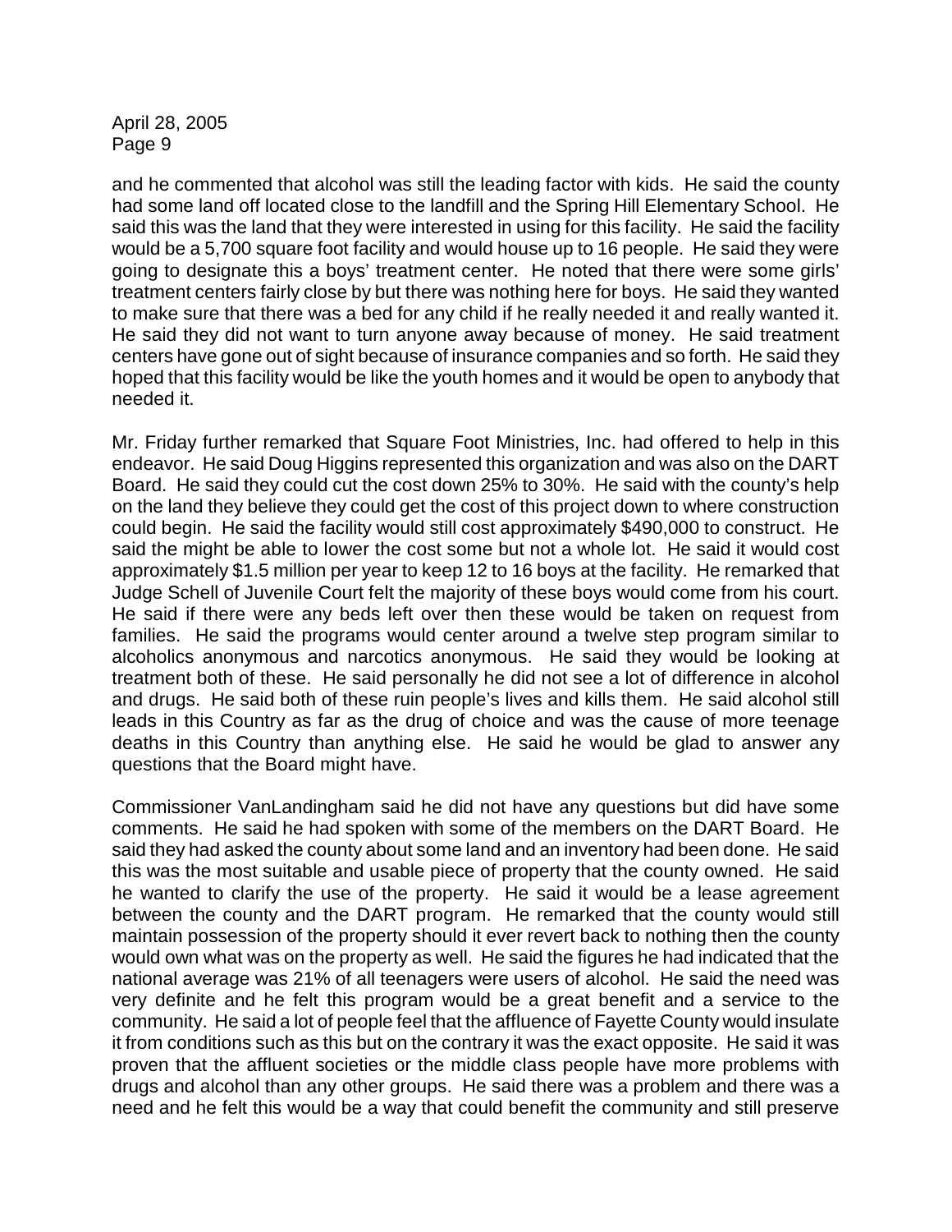and he commented that alcohol was still the leading factor with kids. He said the county had some land off located close to the landfill and the Spring Hill Elementary School. He said this was the land that they were interested in using for this facility. He said the facility would be a 5,700 square foot facility and would house up to 16 people. He said they were going to designate this a boys' treatment center. He noted that there were some girls' treatment centers fairly close by but there was nothing here for boys. He said they wanted to make sure that there was a bed for any child if he really needed it and really wanted it. He said they did not want to turn anyone away because of money. He said treatment centers have gone out of sight because of insurance companies and so forth. He said they hoped that this facility would be like the youth homes and it would be open to anybody that needed it.

Mr. Friday further remarked that Square Foot Ministries, Inc. had offered to help in this endeavor. He said Doug Higgins represented this organization and was also on the DART Board. He said they could cut the cost down 25% to 30%. He said with the county's help on the land they believe they could get the cost of this project down to where construction could begin. He said the facility would still cost approximately $490,000 to construct. He said the might be able to lower the cost some but not a whole lot. He said it would cost approximately $1.5 million per year to keep 12 to 16 boys at the facility. He remarked that Judge Schell of Juvenile Court felt the majority of these boys would come from his court. He said if there were any beds left over then these would be taken on request from families. He said the programs would center around a twelve step program similar to alcoholics anonymous and narcotics anonymous. He said they would be looking at treatment both of these. He said personally he did not see a lot of difference in alcohol and drugs. He said both of these ruin people's lives and kills them. He said alcohol still leads in this Country as far as the drug of choice and was the cause of more teenage deaths in this Country than anything else. He said he would be glad to answer any questions that the Board might have.

Commissioner VanLandingham said he did not have any questions but did have some comments. He said he had spoken with some of the members on the DART Board. He said they had asked the county about some land and an inventory had been done. He said this was the most suitable and usable piece of property that the county owned. He said he wanted to clarify the use of the property. He said it would be a lease agreement between the county and the DART program. He remarked that the county would still maintain possession of the property should it ever revert back to nothing then the county would own what was on the property as well. He said the figures he had indicated that the national average was 21% of all teenagers were users of alcohol. He said the need was very definite and he felt this program would be a great benefit and a service to the community. He said a lot of people feel that the affluence of Fayette County would insulate it from conditions such as this but on the contrary it was the exact opposite. He said it was proven that the affluent societies or the middle class people have more problems with drugs and alcohol than any other groups. He said there was a problem and there was a need and he felt this would be a way that could benefit the community and still preserve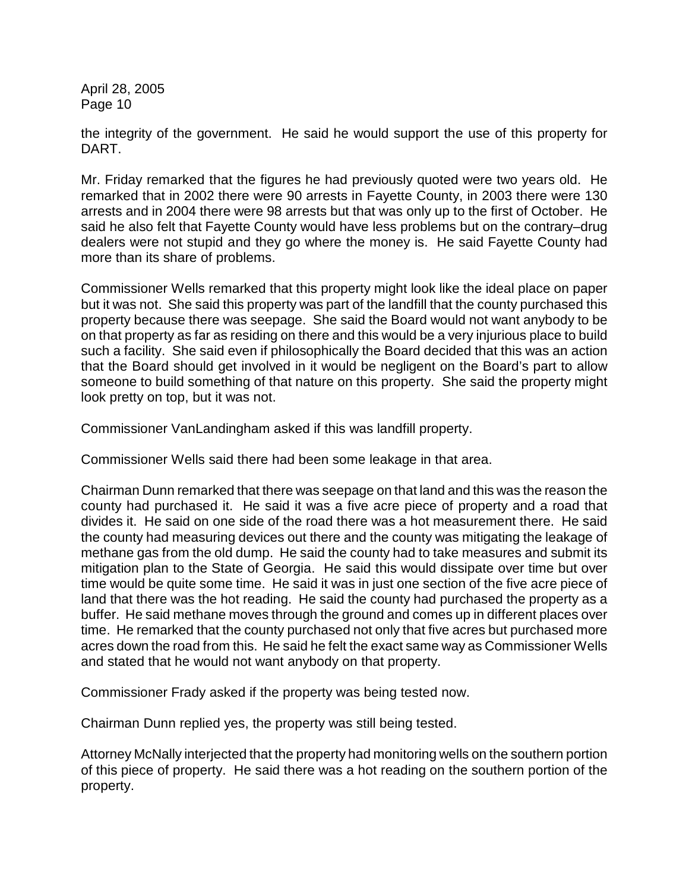the integrity of the government. He said he would support the use of this property for DART.

Mr. Friday remarked that the figures he had previously quoted were two years old. He remarked that in 2002 there were 90 arrests in Fayette County, in 2003 there were 130 arrests and in 2004 there were 98 arrests but that was only up to the first of October. He said he also felt that Fayette County would have less problems but on the contrary–drug dealers were not stupid and they go where the money is. He said Fayette County had more than its share of problems.

Commissioner Wells remarked that this property might look like the ideal place on paper but it was not. She said this property was part of the landfill that the county purchased this property because there was seepage. She said the Board would not want anybody to be on that property as far as residing on there and this would be a very injurious place to build such a facility. She said even if philosophically the Board decided that this was an action that the Board should get involved in it would be negligent on the Board's part to allow someone to build something of that nature on this property. She said the property might look pretty on top, but it was not.

Commissioner VanLandingham asked if this was landfill property.

Commissioner Wells said there had been some leakage in that area.

Chairman Dunn remarked that there was seepage on that land and this was the reason the county had purchased it. He said it was a five acre piece of property and a road that divides it. He said on one side of the road there was a hot measurement there. He said the county had measuring devices out there and the county was mitigating the leakage of methane gas from the old dump. He said the county had to take measures and submit its mitigation plan to the State of Georgia. He said this would dissipate over time but over time would be quite some time. He said it was in just one section of the five acre piece of land that there was the hot reading. He said the county had purchased the property as a buffer. He said methane moves through the ground and comes up in different places over time. He remarked that the county purchased not only that five acres but purchased more acres down the road from this. He said he felt the exact same way as Commissioner Wells and stated that he would not want anybody on that property.

Commissioner Frady asked if the property was being tested now.

Chairman Dunn replied yes, the property was still being tested.

Attorney McNally interjected that the property had monitoring wells on the southern portion of this piece of property. He said there was a hot reading on the southern portion of the property.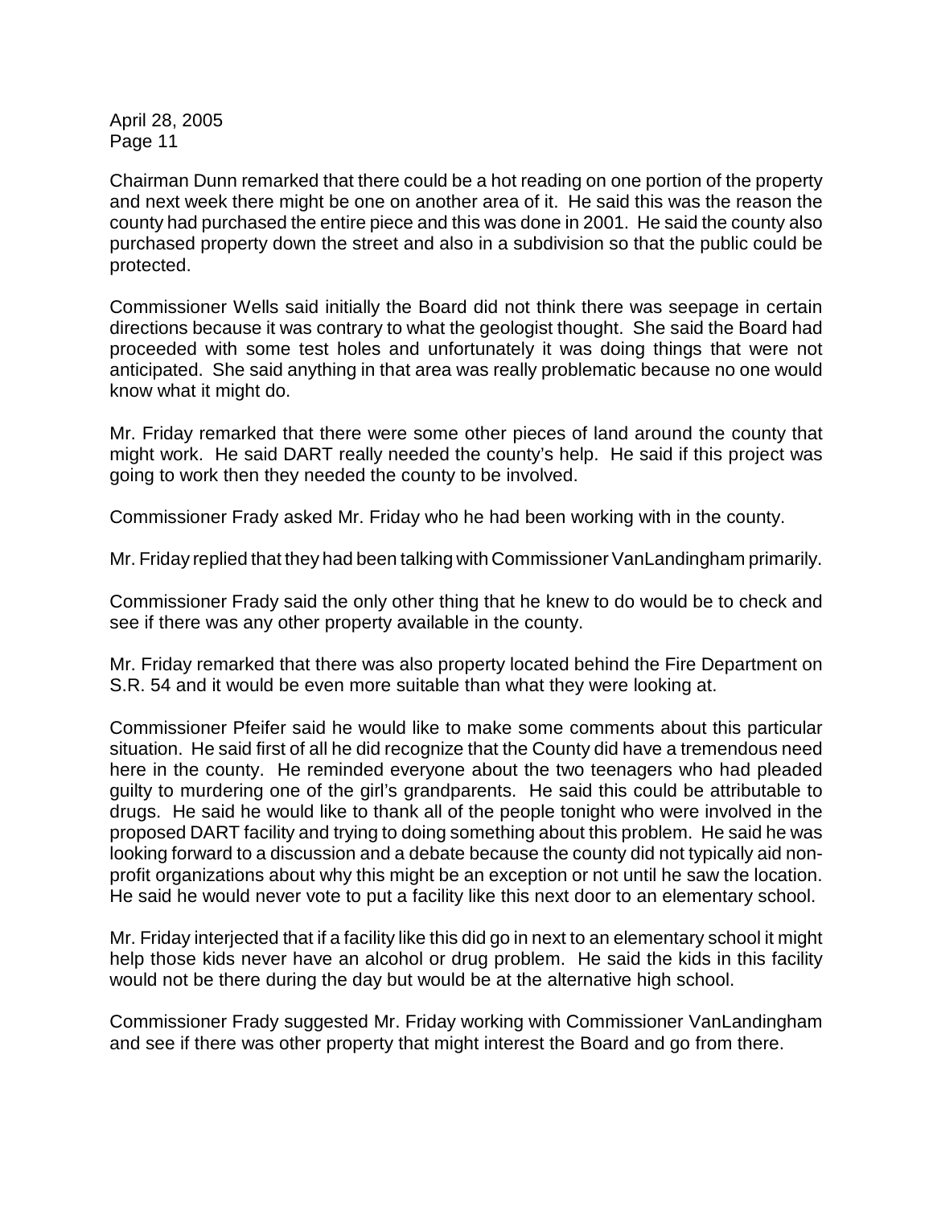Chairman Dunn remarked that there could be a hot reading on one portion of the property and next week there might be one on another area of it. He said this was the reason the county had purchased the entire piece and this was done in 2001. He said the county also purchased property down the street and also in a subdivision so that the public could be protected.

Commissioner Wells said initially the Board did not think there was seepage in certain directions because it was contrary to what the geologist thought. She said the Board had proceeded with some test holes and unfortunately it was doing things that were not anticipated. She said anything in that area was really problematic because no one would know what it might do.

Mr. Friday remarked that there were some other pieces of land around the county that might work. He said DART really needed the county's help. He said if this project was going to work then they needed the county to be involved.

Commissioner Frady asked Mr. Friday who he had been working with in the county.

Mr. Friday replied that they had been talking with Commissioner VanLandingham primarily.

Commissioner Frady said the only other thing that he knew to do would be to check and see if there was any other property available in the county.

Mr. Friday remarked that there was also property located behind the Fire Department on S.R. 54 and it would be even more suitable than what they were looking at.

Commissioner Pfeifer said he would like to make some comments about this particular situation. He said first of all he did recognize that the County did have a tremendous need here in the county. He reminded everyone about the two teenagers who had pleaded guilty to murdering one of the girl's grandparents. He said this could be attributable to drugs. He said he would like to thank all of the people tonight who were involved in the proposed DART facility and trying to doing something about this problem. He said he was looking forward to a discussion and a debate because the county did not typically aid non-profit organizations about why this might be an exception or not until he saw the location. He said he would never vote to put a facility like this next door to an elementary school.

Mr. Friday interjected that if a facility like this did go in next to an elementary school it might help those kids never have an alcohol or drug problem. He said the kids in this facility would not be there during the day but would be at the alternative high school.

Commissioner Frady suggested Mr. Friday working with Commissioner VanLandingham and see if there was other property that might interest the Board and go from there.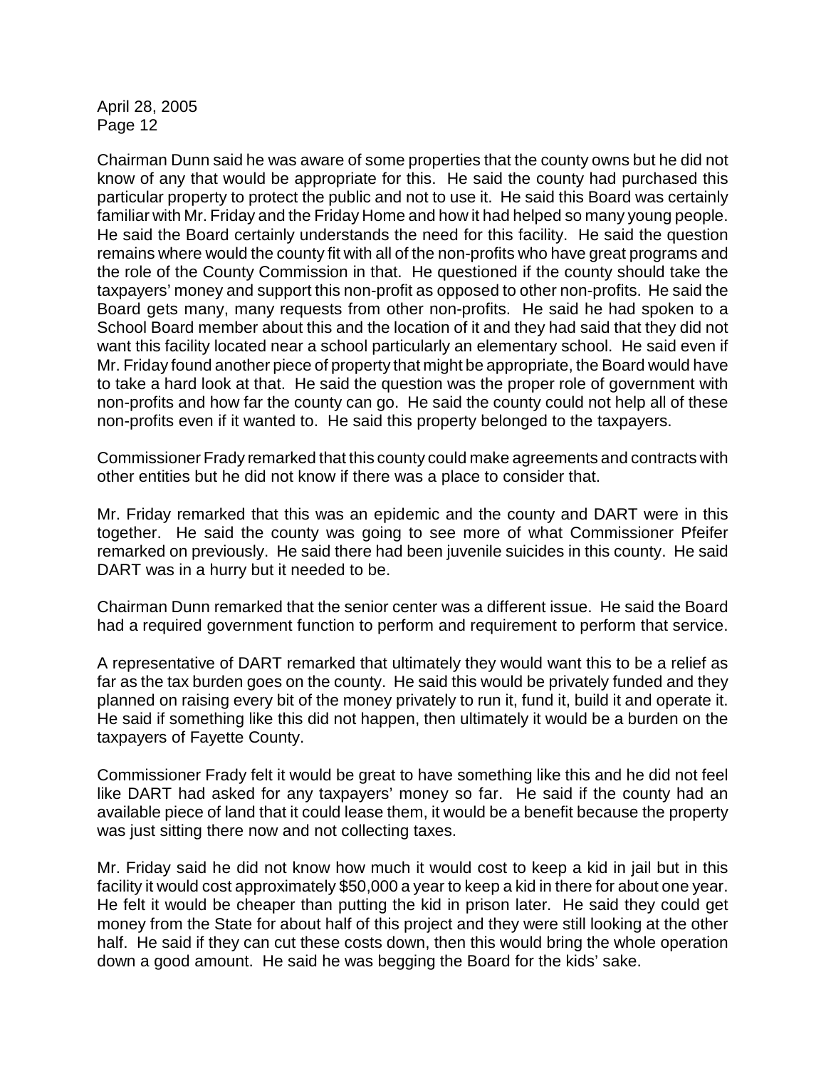Chairman Dunn said he was aware of some properties that the county owns but he did not know of any that would be appropriate for this. He said the county had purchased this particular property to protect the public and not to use it. He said this Board was certainly familiar with Mr. Friday and the Friday Home and how it had helped so many young people. He said the Board certainly understands the need for this facility. He said the question remains where would the county fit with all of the non-profits who have great programs and the role of the County Commission in that. He questioned if the county should take the taxpayers' money and support this non-profit as opposed to other non-profits. He said the Board gets many, many requests from other non-profits. He said he had spoken to a School Board member about this and the location of it and they had said that they did not want this facility located near a school particularly an elementary school. He said even if Mr. Friday found another piece of property that might be appropriate, the Board would have to take a hard look at that. He said the question was the proper role of government with non-profits and how far the county can go. He said the county could not help all of these non-profits even if it wanted to. He said this property belonged to the taxpayers.

Commissioner Frady remarked that this county could make agreements and contracts with other entities but he did not know if there was a place to consider that.

Mr. Friday remarked that this was an epidemic and the county and DART were in this together. He said the county was going to see more of what Commissioner Pfeifer remarked on previously. He said there had been juvenile suicides in this county. He said DART was in a hurry but it needed to be.

Chairman Dunn remarked that the senior center was a different issue. He said the Board had a required government function to perform and requirement to perform that service.

A representative of DART remarked that ultimately they would want this to be a relief as far as the tax burden goes on the county. He said this would be privately funded and they planned on raising every bit of the money privately to run it, fund it, build it and operate it. He said if something like this did not happen, then ultimately it would be a burden on the taxpayers of Fayette County.

Commissioner Frady felt it would be great to have something like this and he did not feel like DART had asked for any taxpayers' money so far. He said if the county had an available piece of land that it could lease them, it would be a benefit because the property was just sitting there now and not collecting taxes.

Mr. Friday said he did not know how much it would cost to keep a kid in jail but in this facility it would cost approximately $50,000 a year to keep a kid in there for about one year. He felt it would be cheaper than putting the kid in prison later. He said they could get money from the State for about half of this project and they were still looking at the other half. He said if they can cut these costs down, then this would bring the whole operation down a good amount. He said he was begging the Board for the kids' sake.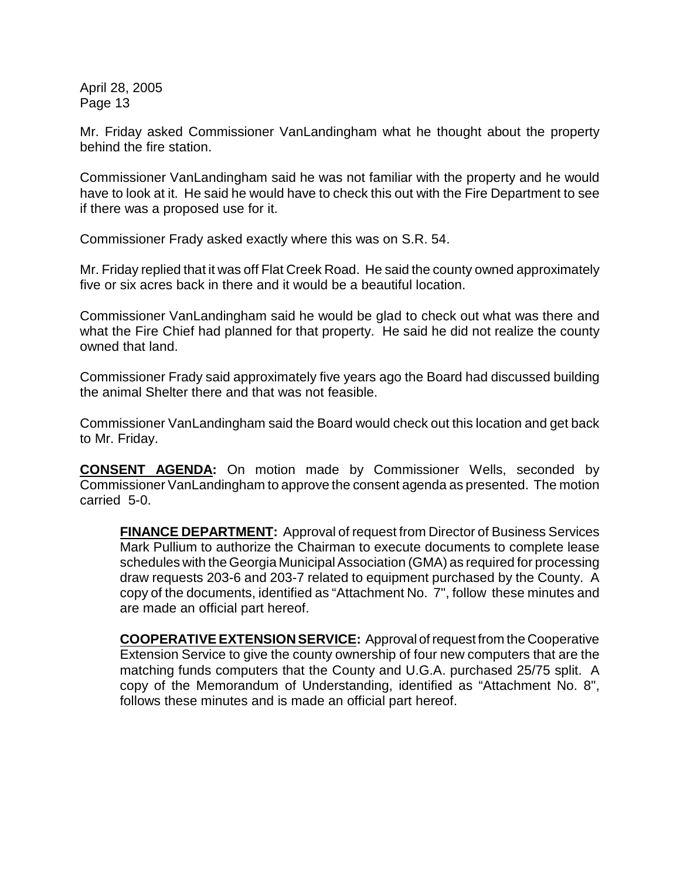Mr. Friday asked Commissioner VanLandingham what he thought about the property behind the fire station.

Commissioner VanLandingham said he was not familiar with the property and he would have to look at it. He said he would have to check this out with the Fire Department to see if there was a proposed use for it.

Commissioner Frady asked exactly where this was on S.R. 54.

Mr. Friday replied that it was off Flat Creek Road. He said the county owned approximately five or six acres back in there and it would be a beautiful location.

Commissioner VanLandingham said he would be glad to check out what was there and what the Fire Chief had planned for that property. He said he did not realize the county owned that land.

Commissioner Frady said approximately five years ago the Board had discussed building the animal Shelter there and that was not feasible.

Commissioner VanLandingham said the Board would check out this location and get back to Mr. Friday.

**CONSENT AGENDA:** On motion made by Commissioner Wells, seconded by Commissioner VanLandingham to approve the consent agenda as presented. The motion carried 5-0.

> **FINANCE DEPARTMENT:** Approval of request from Director of Business Services Mark Pullium to authorize the Chairman to execute documents to complete lease schedules with the Georgia Municipal Association (GMA) as required for processing draw requests 203-6 and 203-7 related to equipment purchased by the County. A copy of the documents, identified as "Attachment No. 7", follow these minutes and are made an official part hereof.
>
> **COOPERATIVE EXTENSION SERVICE:** Approval of request from the Cooperative Extension Service to give the county ownership of four new computers that are the matching funds computers that the County and U.G.A. purchased 25/75 split. A copy of the Memorandum of Understanding, identified as "Attachment No. 8", follows these minutes and is made an official part hereof.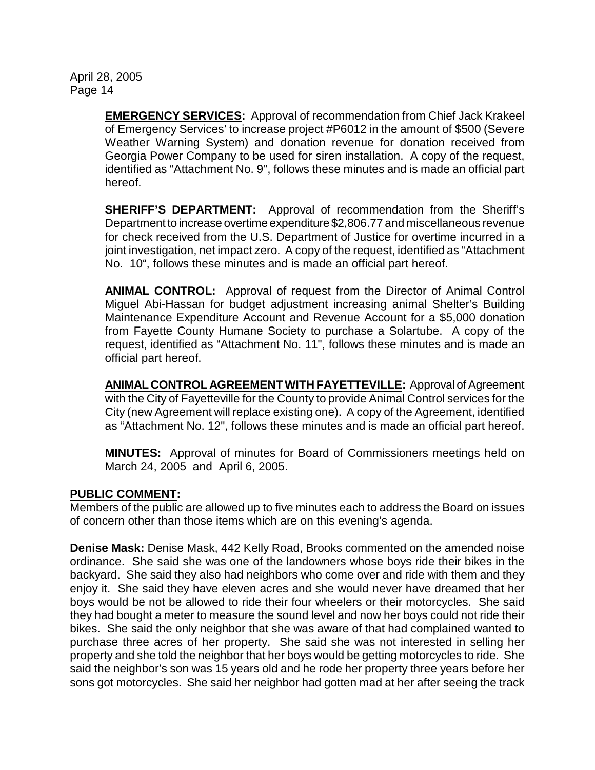**EMERGENCY SERVICES:** Approval of recommendation from Chief Jack Krakeel of Emergency Services' to increase project #P6012 in the amount of $500 (Severe Weather Warning System) and donation revenue for donation received from Georgia Power Company to be used for siren installation. A copy of the request, identified as "Attachment No. 9", follows these minutes and is made an official part hereof.

**SHERIFF'S DEPARTMENT:** Approval of recommendation from the Sheriff's Department to increase overtime expenditure $2,806.77 and miscellaneous revenue for check received from the U.S. Department of Justice for overtime incurred in a joint investigation, net impact zero. A copy of the request, identified as "Attachment No. 10", follows these minutes and is made an official part hereof.

**ANIMAL CONTROL:** Approval of request from the Director of Animal Control Miguel Abi-Hassan for budget adjustment increasing animal Shelter's Building Maintenance Expenditure Account and Revenue Account for a $5,000 donation from Fayette County Humane Society to purchase a Solartube. A copy of the request, identified as "Attachment No. 11", follows these minutes and is made an official part hereof.

**ANIMAL CONTROL AGREEMENT WITH FAYETTEVILLE:** Approval of Agreement with the City of Fayetteville for the County to provide Animal Control services for the City (new Agreement will replace existing one). A copy of the Agreement, identified as "Attachment No. 12", follows these minutes and is made an official part hereof.

**MINUTES:** Approval of minutes for Board of Commissioners meetings held on March 24, 2005 and April 6, 2005.

**PUBLIC COMMENT:**

Members of the public are allowed up to five minutes each to address the Board on issues of concern other than those items which are on this evening's agenda.

**Denise Mask:** Denise Mask, 442 Kelly Road, Brooks commented on the amended noise ordinance. She said she was one of the landowners whose boys ride their bikes in the backyard. She said they also had neighbors who come over and ride with them and they enjoy it. She said they have eleven acres and she would never have dreamed that her boys would be not be allowed to ride their four wheelers or their motorcycles. She said they had bought a meter to measure the sound level and now her boys could not ride their bikes. She said the only neighbor that she was aware of that had complained wanted to purchase three acres of her property. She said she was not interested in selling her property and she told the neighbor that her boys would be getting motorcycles to ride. She said the neighbor's son was 15 years old and he rode her property three years before her sons got motorcycles. She said her neighbor had gotten mad at her after seeing the track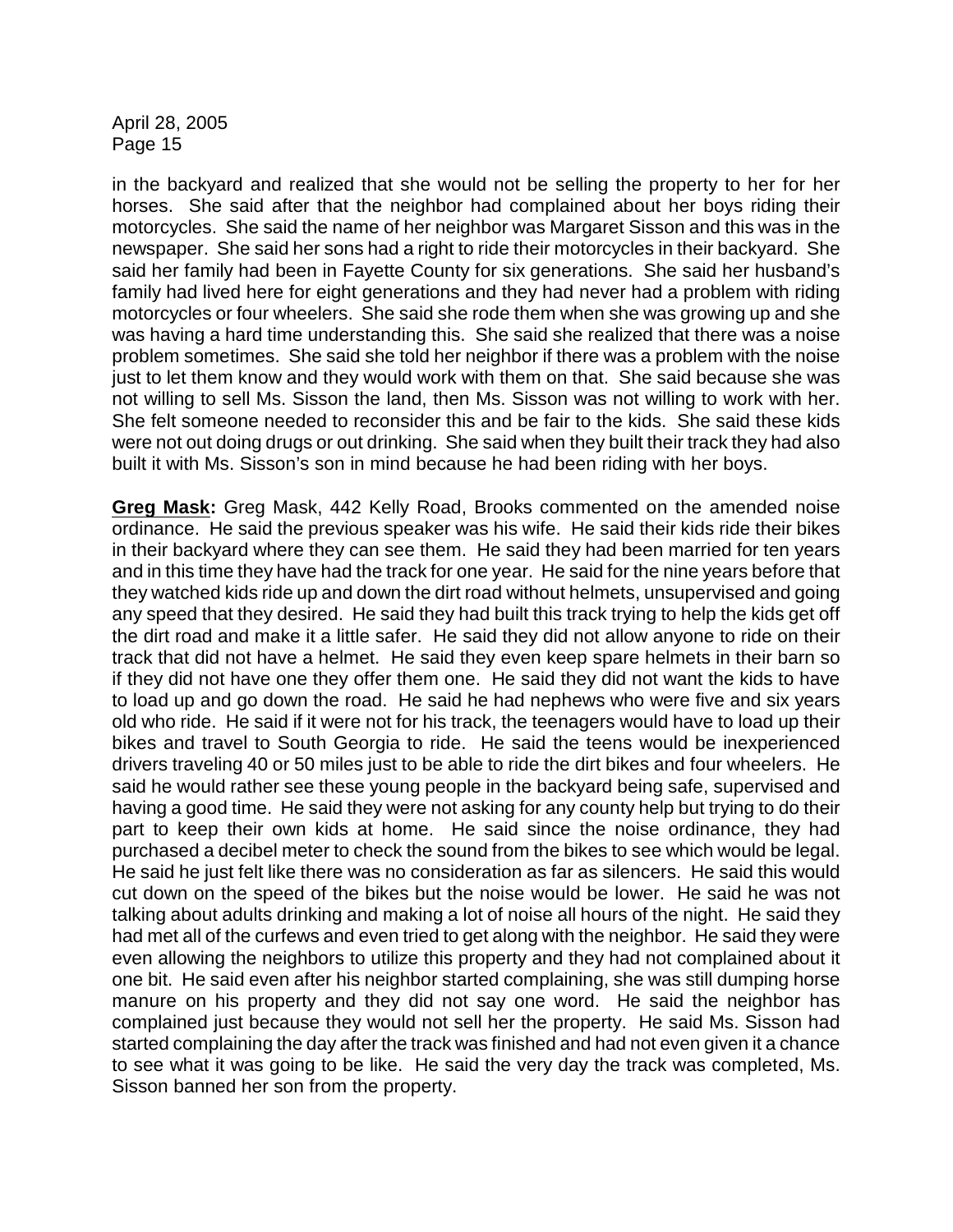in the backyard and realized that she would not be selling the property to her for her horses. She said after that the neighbor had complained about her boys riding their motorcycles. She said the name of her neighbor was Margaret Sisson and this was in the newspaper. She said her sons had a right to ride their motorcycles in their backyard. She said her family had been in Fayette County for six generations. She said her husband's family had lived here for eight generations and they had never had a problem with riding motorcycles or four wheelers. She said she rode them when she was growing up and she was having a hard time understanding this. She said she realized that there was a noise problem sometimes. She said she told her neighbor if there was a problem with the noise just to let them know and they would work with them on that. She said because she was not willing to sell Ms. Sisson the land, then Ms. Sisson was not willing to work with her. She felt someone needed to reconsider this and be fair to the kids. She said these kids were not out doing drugs or out drinking. She said when they built their track they had also built it with Ms. Sisson's son in mind because he had been riding with her boys.

**<u>Greg Mask</u>:** Greg Mask, 442 Kelly Road, Brooks commented on the amended noise ordinance. He said the previous speaker was his wife. He said their kids ride their bikes in their backyard where they can see them. He said they had been married for ten years and in this time they have had the track for one year. He said for the nine years before that they watched kids ride up and down the dirt road without helmets, unsupervised and going any speed that they desired. He said they had built this track trying to help the kids get off the dirt road and make it a little safer. He said they did not allow anyone to ride on their track that did not have a helmet. He said they even keep spare helmets in their barn so if they did not have one they offer them one. He said they did not want the kids to have to load up and go down the road. He said he had nephews who were five and six years old who ride. He said if it were not for his track, the teenagers would have to load up their bikes and travel to South Georgia to ride. He said the teens would be inexperienced drivers traveling 40 or 50 miles just to be able to ride the dirt bikes and four wheelers. He said he would rather see these young people in the backyard being safe, supervised and having a good time. He said they were not asking for any county help but trying to do their part to keep their own kids at home. He said since the noise ordinance, they had purchased a decibel meter to check the sound from the bikes to see which would be legal. He said he just felt like there was no consideration as far as silencers. He said this would cut down on the speed of the bikes but the noise would be lower. He said he was not talking about adults drinking and making a lot of noise all hours of the night. He said they had met all of the curfews and even tried to get along with the neighbor. He said they were even allowing the neighbors to utilize this property and they had not complained about it one bit. He said even after his neighbor started complaining, she was still dumping horse manure on his property and they did not say one word. He said the neighbor has complained just because they would not sell her the property. He said Ms. Sisson had started complaining the day after the track was finished and had not even given it a chance to see what it was going to be like. He said the very day the track was completed, Ms. Sisson banned her son from the property.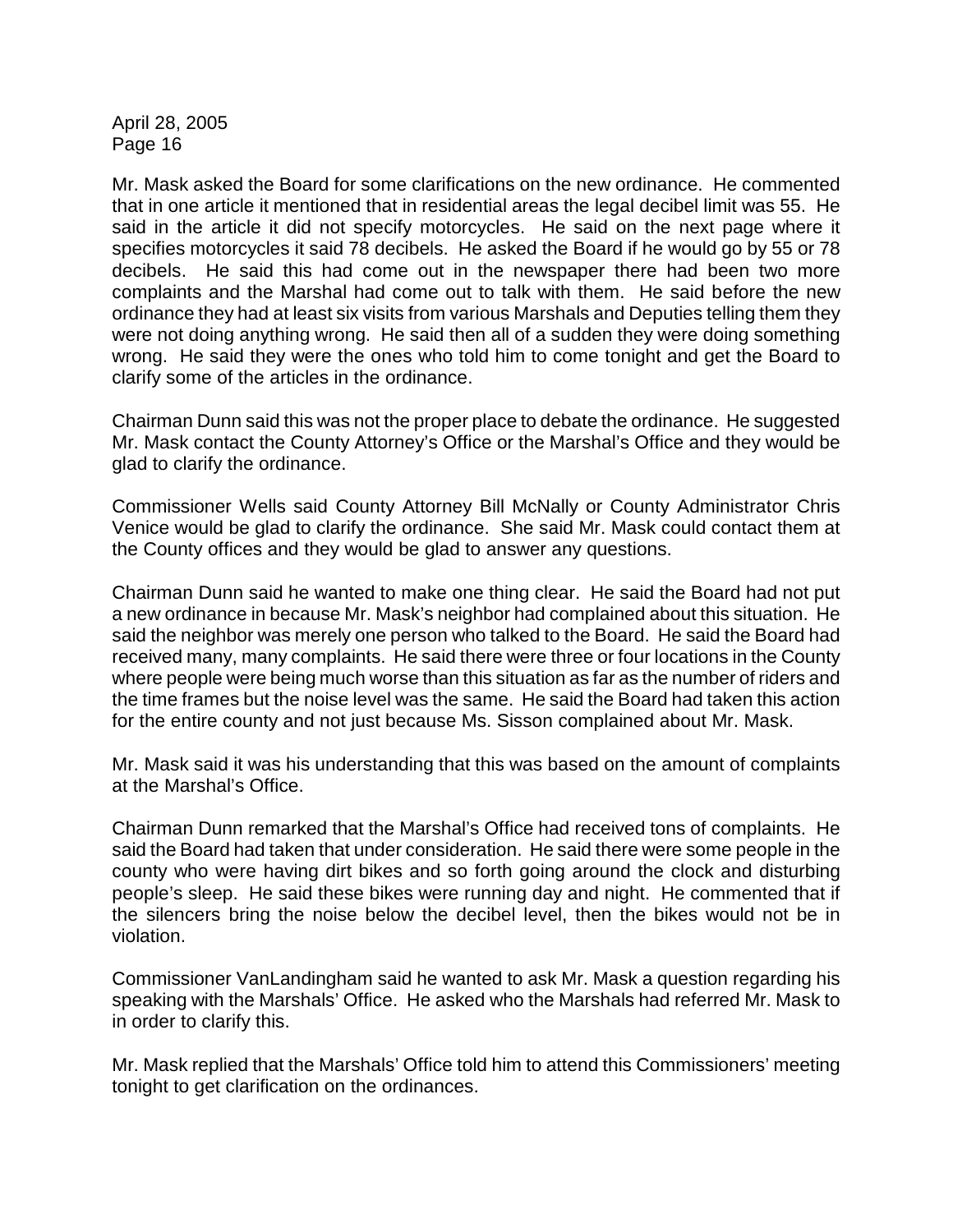Mr. Mask asked the Board for some clarifications on the new ordinance. He commented that in one article it mentioned that in residential areas the legal decibel limit was 55. He said in the article it did not specify motorcycles. He said on the next page where it specifies motorcycles it said 78 decibels. He asked the Board if he would go by 55 or 78 decibels. He said this had come out in the newspaper there had been two more complaints and the Marshal had come out to talk with them. He said before the new ordinance they had at least six visits from various Marshals and Deputies telling them they were not doing anything wrong. He said then all of a sudden they were doing something wrong. He said they were the ones who told him to come tonight and get the Board to clarify some of the articles in the ordinance.

Chairman Dunn said this was not the proper place to debate the ordinance. He suggested Mr. Mask contact the County Attorney's Office or the Marshal's Office and they would be glad to clarify the ordinance.

Commissioner Wells said County Attorney Bill McNally or County Administrator Chris Venice would be glad to clarify the ordinance. She said Mr. Mask could contact them at the County offices and they would be glad to answer any questions.

Chairman Dunn said he wanted to make one thing clear. He said the Board had not put a new ordinance in because Mr. Mask's neighbor had complained about this situation. He said the neighbor was merely one person who talked to the Board. He said the Board had received many, many complaints. He said there were three or four locations in the County where people were being much worse than this situation as far as the number of riders and the time frames but the noise level was the same. He said the Board had taken this action for the entire county and not just because Ms. Sisson complained about Mr. Mask.

Mr. Mask said it was his understanding that this was based on the amount of complaints at the Marshal's Office.

Chairman Dunn remarked that the Marshal's Office had received tons of complaints. He said the Board had taken that under consideration. He said there were some people in the county who were having dirt bikes and so forth going around the clock and disturbing people's sleep. He said these bikes were running day and night. He commented that if the silencers bring the noise below the decibel level, then the bikes would not be in violation.

Commissioner VanLandingham said he wanted to ask Mr. Mask a question regarding his speaking with the Marshals' Office. He asked who the Marshals had referred Mr. Mask to in order to clarify this.

Mr. Mask replied that the Marshals' Office told him to attend this Commissioners' meeting tonight to get clarification on the ordinances.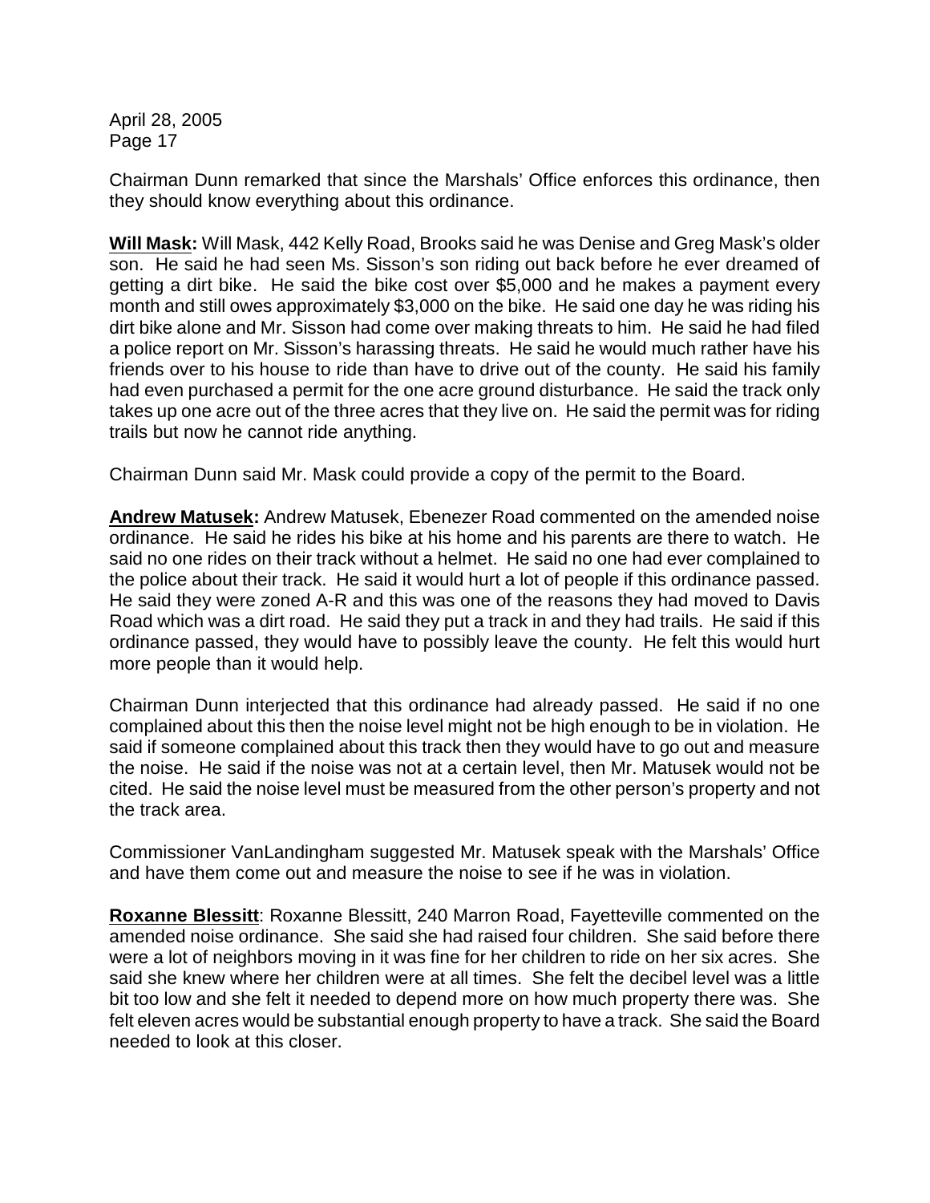Chairman Dunn remarked that since the Marshals' Office enforces this ordinance, then they should know everything about this ordinance.

**Will Mask:** Will Mask, 442 Kelly Road, Brooks said he was Denise and Greg Mask's older son. He said he had seen Ms. Sisson's son riding out back before he ever dreamed of getting a dirt bike. He said the bike cost over $5,000 and he makes a payment every month and still owes approximately $3,000 on the bike. He said one day he was riding his dirt bike alone and Mr. Sisson had come over making threats to him. He said he had filed a police report on Mr. Sisson's harassing threats. He said he would much rather have his friends over to his house to ride than have to drive out of the county. He said his family had even purchased a permit for the one acre ground disturbance. He said the track only takes up one acre out of the three acres that they live on. He said the permit was for riding trails but now he cannot ride anything.

Chairman Dunn said Mr. Mask could provide a copy of the permit to the Board.

**Andrew Matusek:** Andrew Matusek, Ebenezer Road commented on the amended noise ordinance. He said he rides his bike at his home and his parents are there to watch. He said no one rides on their track without a helmet. He said no one had ever complained to the police about their track. He said it would hurt a lot of people if this ordinance passed. He said they were zoned A-R and this was one of the reasons they had moved to Davis Road which was a dirt road. He said they put a track in and they had trails. He said if this ordinance passed, they would have to possibly leave the county. He felt this would hurt more people than it would help.

Chairman Dunn interjected that this ordinance had already passed. He said if no one complained about this then the noise level might not be high enough to be in violation. He said if someone complained about this track then they would have to go out and measure the noise. He said if the noise was not at a certain level, then Mr. Matusek would not be cited. He said the noise level must be measured from the other person's property and not the track area.

Commissioner VanLandingham suggested Mr. Matusek speak with the Marshals' Office and have them come out and measure the noise to see if he was in violation.

**Roxanne Blessitt**: Roxanne Blessitt, 240 Marron Road, Fayetteville commented on the amended noise ordinance. She said she had raised four children. She said before there were a lot of neighbors moving in it was fine for her children to ride on her six acres. She said she knew where her children were at all times. She felt the decibel level was a little bit too low and she felt it needed to depend more on how much property there was. She felt eleven acres would be substantial enough property to have a track. She said the Board needed to look at this closer.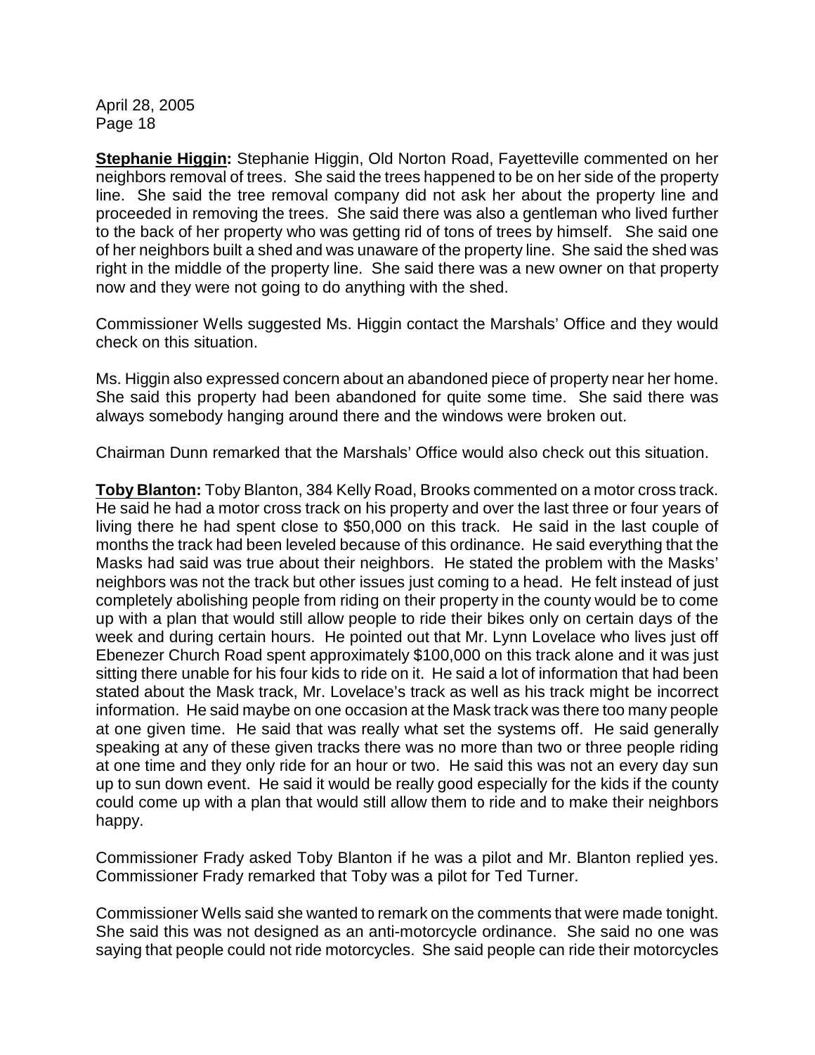**Stephanie Higgin:** Stephanie Higgin, Old Norton Road, Fayetteville commented on her neighbors removal of trees. She said the trees happened to be on her side of the property line. She said the tree removal company did not ask her about the property line and proceeded in removing the trees. She said there was also a gentleman who lived further to the back of her property who was getting rid of tons of trees by himself. She said one of her neighbors built a shed and was unaware of the property line. She said the shed was right in the middle of the property line. She said there was a new owner on that property now and they were not going to do anything with the shed.

Commissioner Wells suggested Ms. Higgin contact the Marshals' Office and they would check on this situation.

Ms. Higgin also expressed concern about an abandoned piece of property near her home. She said this property had been abandoned for quite some time. She said there was always somebody hanging around there and the windows were broken out.

Chairman Dunn remarked that the Marshals' Office would also check out this situation.

**Toby Blanton:** Toby Blanton, 384 Kelly Road, Brooks commented on a motor cross track. He said he had a motor cross track on his property and over the last three or four years of living there he had spent close to $50,000 on this track. He said in the last couple of months the track had been leveled because of this ordinance. He said everything that the Masks had said was true about their neighbors. He stated the problem with the Masks' neighbors was not the track but other issues just coming to a head. He felt instead of just completely abolishing people from riding on their property in the county would be to come up with a plan that would still allow people to ride their bikes only on certain days of the week and during certain hours. He pointed out that Mr. Lynn Lovelace who lives just off Ebenezer Church Road spent approximately $100,000 on this track alone and it was just sitting there unable for his four kids to ride on it. He said a lot of information that had been stated about the Mask track, Mr. Lovelace's track as well as his track might be incorrect information. He said maybe on one occasion at the Mask track was there too many people at one given time. He said that was really what set the systems off. He said generally speaking at any of these given tracks there was no more than two or three people riding at one time and they only ride for an hour or two. He said this was not an every day sun up to sun down event. He said it would be really good especially for the kids if the county could come up with a plan that would still allow them to ride and to make their neighbors happy.

Commissioner Frady asked Toby Blanton if he was a pilot and Mr. Blanton replied yes. Commissioner Frady remarked that Toby was a pilot for Ted Turner.

Commissioner Wells said she wanted to remark on the comments that were made tonight. She said this was not designed as an anti-motorcycle ordinance. She said no one was saying that people could not ride motorcycles. She said people can ride their motorcycles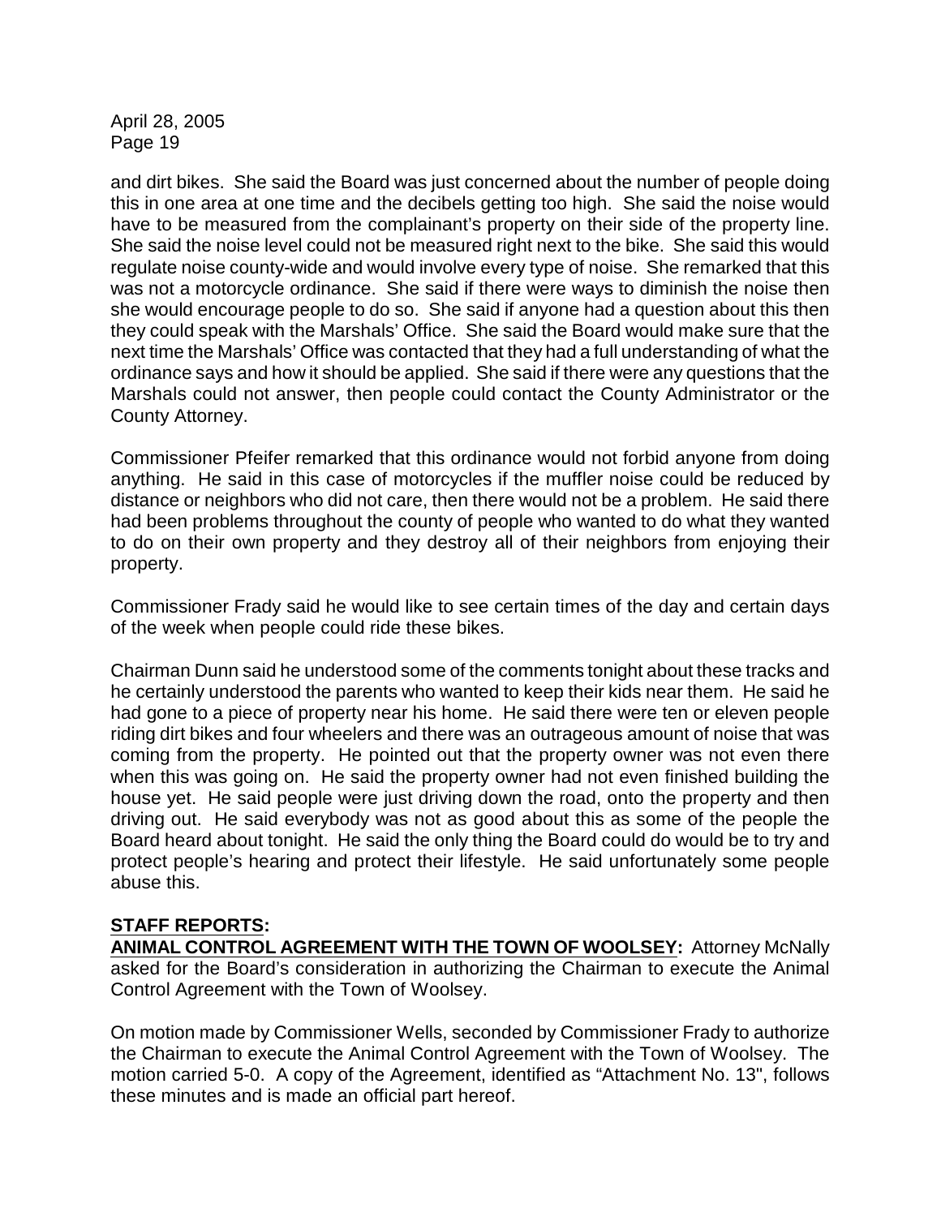and dirt bikes. She said the Board was just concerned about the number of people doing this in one area at one time and the decibels getting too high. She said the noise would have to be measured from the complainant's property on their side of the property line. She said the noise level could not be measured right next to the bike. She said this would regulate noise county-wide and would involve every type of noise. She remarked that this was not a motorcycle ordinance. She said if there were ways to diminish the noise then she would encourage people to do so. She said if anyone had a question about this then they could speak with the Marshals' Office. She said the Board would make sure that the next time the Marshals' Office was contacted that they had a full understanding of what the ordinance says and how it should be applied. She said if there were any questions that the Marshals could not answer, then people could contact the County Administrator or the County Attorney.

Commissioner Pfeifer remarked that this ordinance would not forbid anyone from doing anything. He said in this case of motorcycles if the muffler noise could be reduced by distance or neighbors who did not care, then there would not be a problem. He said there had been problems throughout the county of people who wanted to do what they wanted to do on their own property and they destroy all of their neighbors from enjoying their property.

Commissioner Frady said he would like to see certain times of the day and certain days of the week when people could ride these bikes.

Chairman Dunn said he understood some of the comments tonight about these tracks and he certainly understood the parents who wanted to keep their kids near them. He said he had gone to a piece of property near his home. He said there were ten or eleven people riding dirt bikes and four wheelers and there was an outrageous amount of noise that was coming from the property. He pointed out that the property owner was not even there when this was going on. He said the property owner had not even finished building the house yet. He said people were just driving down the road, onto the property and then driving out. He said everybody was not as good about this as some of the people the Board heard about tonight. He said the only thing the Board could do would be to try and protect people's hearing and protect their lifestyle. He said unfortunately some people abuse this.

**STAFF REPORTS:**

**ANIMAL CONTROL AGREEMENT WITH THE TOWN OF WOOLSEY:** Attorney McNally asked for the Board's consideration in authorizing the Chairman to execute the Animal Control Agreement with the Town of Woolsey.

On motion made by Commissioner Wells, seconded by Commissioner Frady to authorize the Chairman to execute the Animal Control Agreement with the Town of Woolsey. The motion carried 5-0. A copy of the Agreement, identified as "Attachment No. 13", follows these minutes and is made an official part hereof.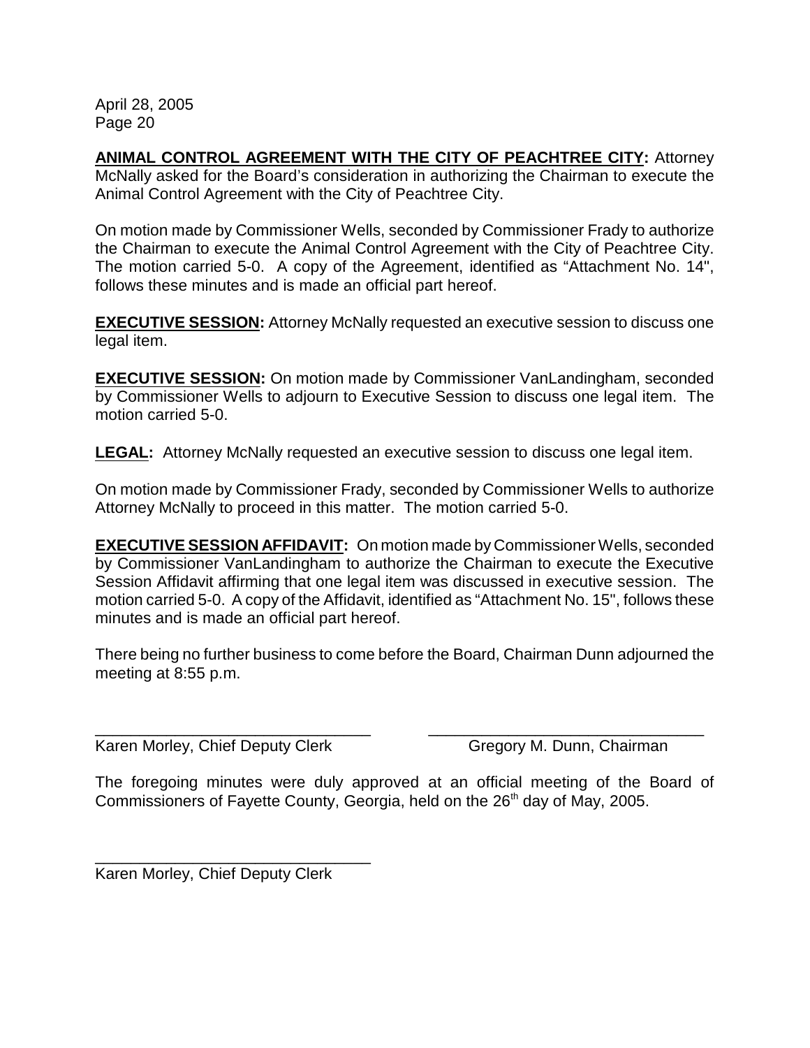**ANIMAL CONTROL AGREEMENT WITH THE CITY OF PEACHTREE CITY:** Attorney McNally asked for the Board's consideration in authorizing the Chairman to execute the Animal Control Agreement with the City of Peachtree City.

On motion made by Commissioner Wells, seconded by Commissioner Frady to authorize the Chairman to execute the Animal Control Agreement with the City of Peachtree City. The motion carried 5-0. A copy of the Agreement, identified as "Attachment No. 14", follows these minutes and is made an official part hereof.

**EXECUTIVE SESSION:** Attorney McNally requested an executive session to discuss one legal item.

**EXECUTIVE SESSION:** On motion made by Commissioner VanLandingham, seconded by Commissioner Wells to adjourn to Executive Session to discuss one legal item. The motion carried 5-0.

**LEGAL:** Attorney McNally requested an executive session to discuss one legal item.

On motion made by Commissioner Frady, seconded by Commissioner Wells to authorize Attorney McNally to proceed in this matter. The motion carried 5-0.

**EXECUTIVE SESSION AFFIDAVIT:** On motion made by Commissioner Wells, seconded by Commissioner VanLandingham to authorize the Chairman to execute the Executive Session Affidavit affirming that one legal item was discussed in executive session. The motion carried 5-0. A copy of the Affidavit, identified as "Attachment No. 15", follows these minutes and is made an official part hereof.

There being no further business to come before the Board, Chairman Dunn adjourned the meeting at 8:55 p.m.

\_\_\_\_\_\_\_\_\_\_\_\_\_\_\_\_\_\_\_\_\_\_\_\_\_\_\_\_\_\_\_\_\_\_ \_\_\_\_\_\_\_\_\_\_\_\_\_\_\_\_\_\_\_\_\_\_\_\_\_\_\_\_\_\_\_\_\_\_

Karen Morley, Chief Deputy Clerk Gregory M. Dunn, Chairman

The foregoing minutes were duly approved at an official meeting of the Board of Commissioners of Fayette County, Georgia, held on the 26th day of May, 2005.

\_\_\_\_\_\_\_\_\_\_\_\_\_\_\_\_\_\_\_\_\_\_\_\_\_\_\_\_\_\_\_\_\_\_

Karen Morley, Chief Deputy Clerk